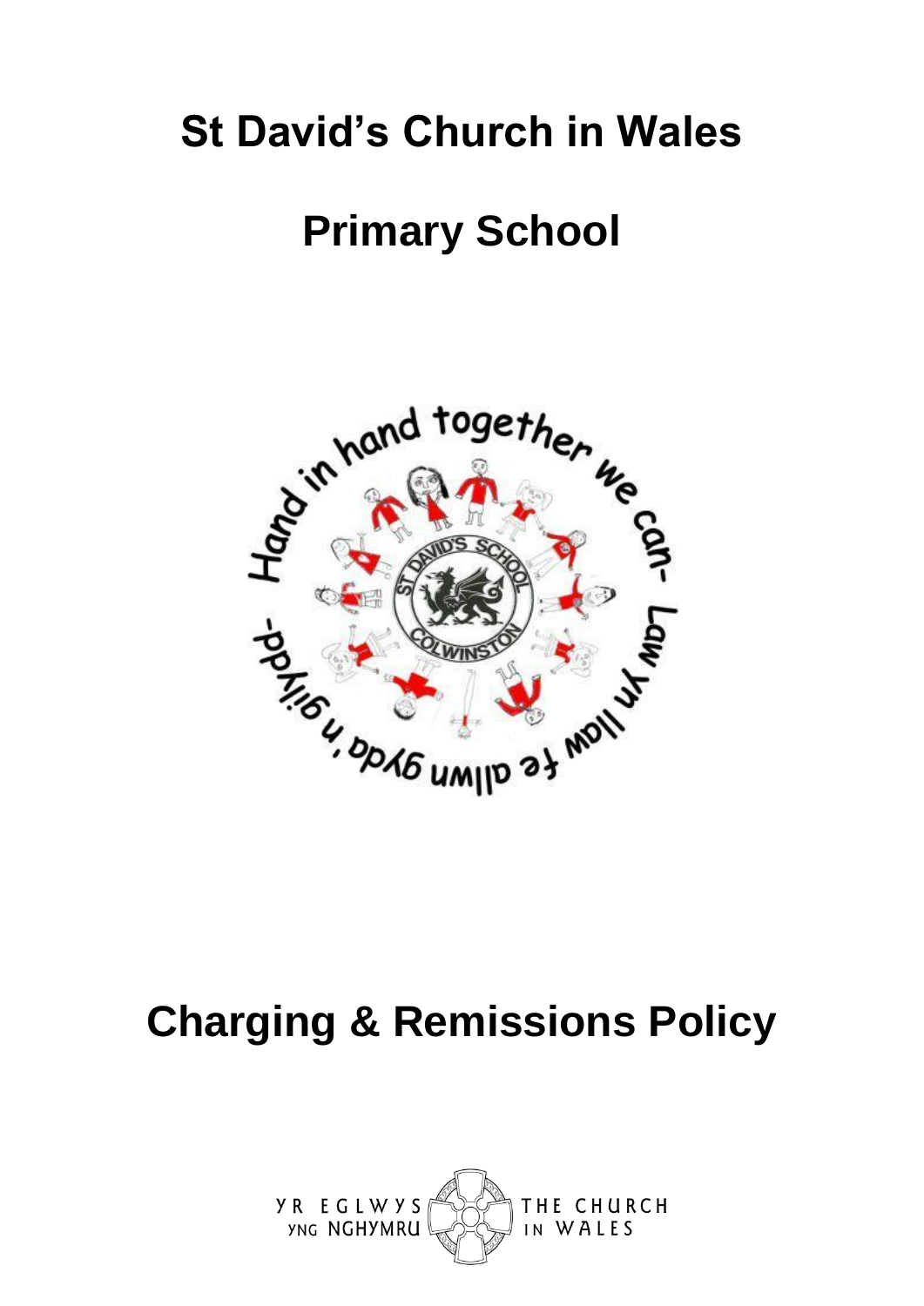# St David's Church in Wales

# Primary School

# Charging & Remissions Policy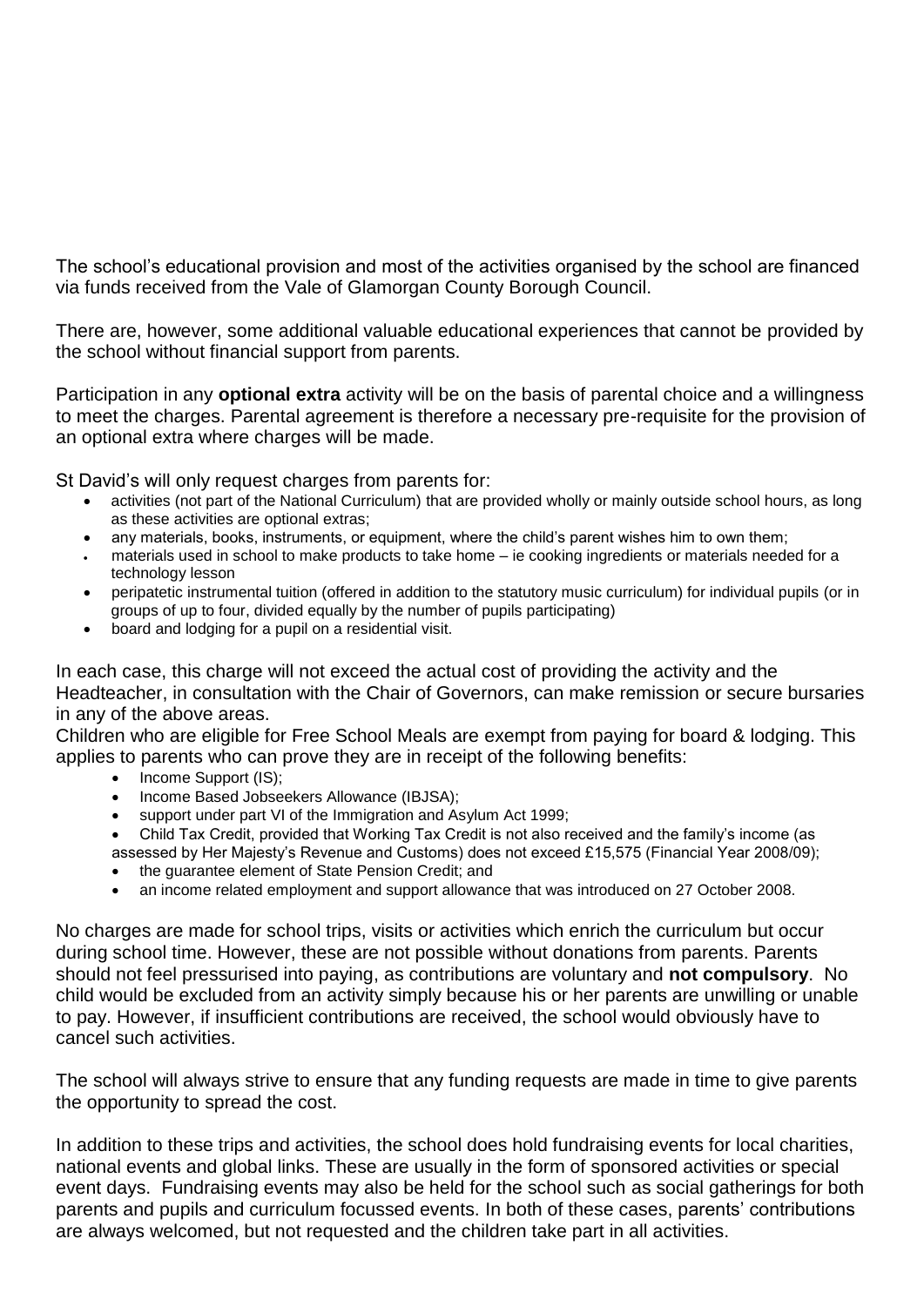The school's educational provision and most of the activities organised by the school are financed via funds received from the Vale of Glamorgan County Borough Council.

There are, however, some additional valuable educational experiences that cannot be provided by the school without financial support from parents.

Participation in any **optional extra** activity will be on the basis of parental choice and a willingness to meet the charges. Parental agreement is therefore a necessary pre-requisite for the provision of an optional extra where charges will be made.

St David's will only request charges from parents for:

- activities (not part of the National Curriculum) that are provided wholly or mainly outside school hours, as long as these activities are optional extras;
- any materials, books, instruments, or equipment, where the child's parent wishes him to own them;
- materials used in school to make products to take home – ie cooking ingredients or materials needed for a technology lesson
- peripatetic instrumental tuition (offered in addition to the statutory music curriculum) for individual pupils (or in groups of up to four, divided equally by the number of pupils participating)
- board and lodging for a pupil on a residential visit.

In each case, this charge will not exceed the actual cost of providing the activity and the Headteacher, in consultation with the Chair of Governors, can make remission or secure bursaries in any of the above areas.

Children who are eligible for Free School Meals are exempt from paying for board & lodging. This applies to parents who can prove they are in receipt of the following benefits:

- Income Support (IS);
- Income Based Jobseekers Allowance (IBJSA);
- support under part VI of the Immigration and Asylum Act 1999;
- Child Tax Credit, provided that Working Tax Credit is not also received and the family's income (as assessed by Her Majesty's Revenue and Customs) does not exceed £15,575 (Financial Year 2008/09);
- the guarantee element of State Pension Credit; and
- an income related employment and support allowance that was introduced on 27 October 2008.

No charges are made for school trips, visits or activities which enrich the curriculum but occur during school time. However, these are not possible without donations from parents. Parents should not feel pressurised into paying, as contributions are voluntary and **not compulsory**. No child would be excluded from an activity simply because his or her parents are unwilling or unable to pay. However, if insufficient contributions are received, the school would obviously have to cancel such activities.

The school will always strive to ensure that any funding requests are made in time to give parents the opportunity to spread the cost.

In addition to these trips and activities, the school does hold fundraising events for local charities, national events and global links. These are usually in the form of sponsored activities or special event days. Fundraising events may also be held for the school such as social gatherings for both parents and pupils and curriculum focussed events. In both of these cases, parents' contributions are always welcomed, but not requested and the children take part in all activities.